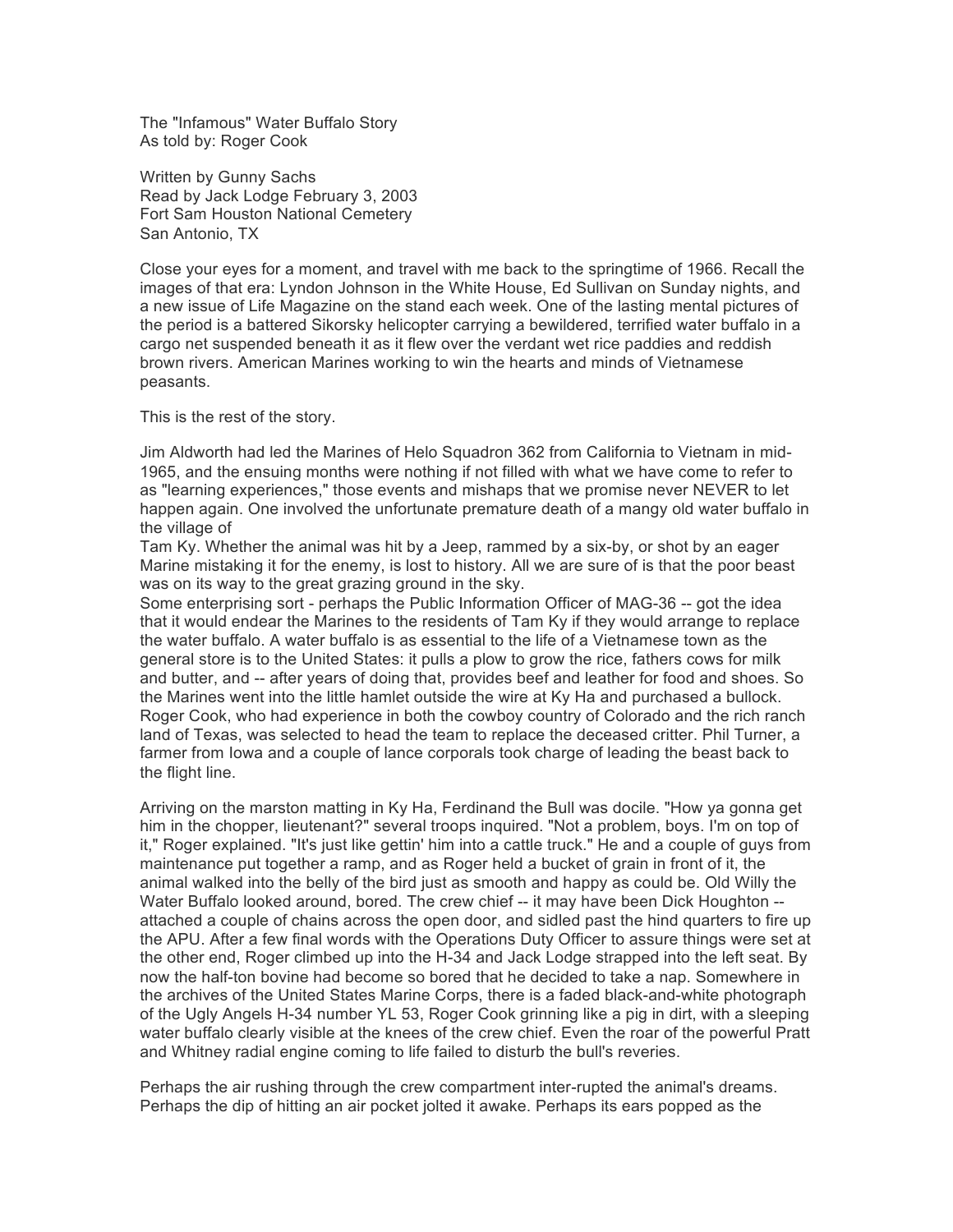The "Infamous" Water Buffalo Story
As told by: Roger Cook

Written by Gunny Sachs
Read by Jack Lodge February 3, 2003
Fort Sam Houston National Cemetery
San Antonio, TX

Close your eyes for a moment, and travel with me back to the springtime of 1966. Recall the images of that era: Lyndon Johnson in the White House, Ed Sullivan on Sunday nights, and a new issue of Life Magazine on the stand each week. One of the lasting mental pictures of the period is a battered Sikorsky helicopter carrying a bewildered, terrified water buffalo in a cargo net suspended beneath it as it flew over the verdant wet rice paddies and reddish brown rivers. American Marines working to win the hearts and minds of Vietnamese peasants.

This is the rest of the story.

Jim Aldworth had led the Marines of Helo Squadron 362 from California to Vietnam in mid-1965, and the ensuing months were nothing if not filled with what we have come to refer to as "learning experiences," those events and mishaps that we promise never NEVER to let happen again. One involved the unfortunate premature death of a mangy old water buffalo in the village of
Tam Ky. Whether the animal was hit by a Jeep, rammed by a six-by, or shot by an eager Marine mistaking it for the enemy, is lost to history. All we are sure of is that the poor beast was on its way to the great grazing ground in the sky.
Some enterprising sort - perhaps the Public Information Officer of MAG-36 -- got the idea that it would endear the Marines to the residents of Tam Ky if they would arrange to replace the water buffalo. A water buffalo is as essential to the life of a Vietnamese town as the general store is to the United States: it pulls a plow to grow the rice, fathers cows for milk and butter, and -- after years of doing that, provides beef and leather for food and shoes. So the Marines went into the little hamlet outside the wire at Ky Ha and purchased a bullock. Roger Cook, who had experience in both the cowboy country of Colorado and the rich ranch land of Texas, was selected to head the team to replace the deceased critter. Phil Turner, a farmer from Iowa and a couple of lance corporals took charge of leading the beast back to the flight line.

Arriving on the marston matting in Ky Ha, Ferdinand the Bull was docile. "How ya gonna get him in the chopper, lieutenant?" several troops inquired. "Not a problem, boys. I'm on top of it," Roger explained. "It's just like gettin' him into a cattle truck." He and a couple of guys from maintenance put together a ramp, and as Roger held a bucket of grain in front of it, the animal walked into the belly of the bird just as smooth and happy as could be. Old Willy the Water Buffalo looked around, bored. The crew chief -- it may have been Dick Houghton -- attached a couple of chains across the open door, and sidled past the hind quarters to fire up the APU. After a few final words with the Operations Duty Officer to assure things were set at the other end, Roger climbed up into the H-34 and Jack Lodge strapped into the left seat. By now the half-ton bovine had become so bored that he decided to take a nap. Somewhere in the archives of the United States Marine Corps, there is a faded black-and-white photograph of the Ugly Angels H-34 number YL 53, Roger Cook grinning like a pig in dirt, with a sleeping water buffalo clearly visible at the knees of the crew chief. Even the roar of the powerful Pratt and Whitney radial engine coming to life failed to disturb the bull's reveries.

Perhaps the air rushing through the crew compartment inter-rupted the animal's dreams. Perhaps the dip of hitting an air pocket jolted it awake. Perhaps its ears popped as the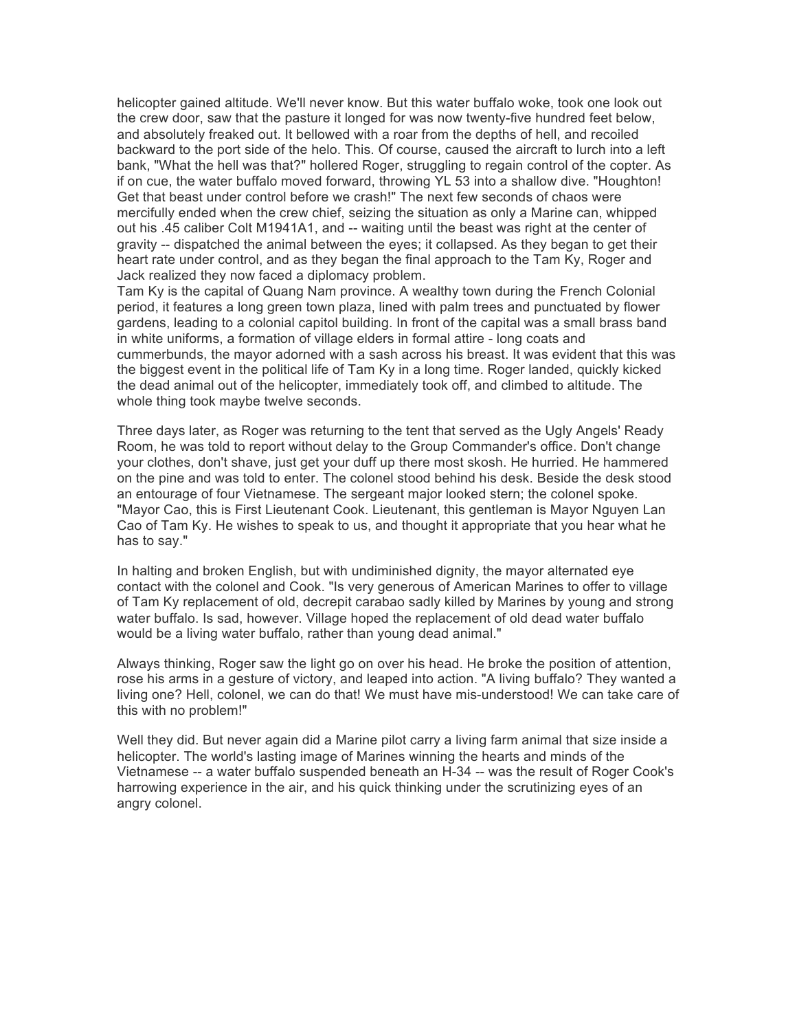helicopter gained altitude. We'll never know. But this water buffalo woke, took one look out the crew door, saw that the pasture it longed for was now twenty-five hundred feet below, and absolutely freaked out. It bellowed with a roar from the depths of hell, and recoiled backward to the port side of the helo. This. Of course, caused the aircraft to lurch into a left bank, "What the hell was that?" hollered Roger, struggling to regain control of the copter. As if on cue, the water buffalo moved forward, throwing YL 53 into a shallow dive. "Houghton! Get that beast under control before we crash!" The next few seconds of chaos were mercifully ended when the crew chief, seizing the situation as only a Marine can, whipped out his .45 caliber Colt M1941A1, and -- waiting until the beast was right at the center of gravity -- dispatched the animal between the eyes; it collapsed. As they began to get their heart rate under control, and as they began the final approach to the Tam Ky, Roger and Jack realized they now faced a diplomacy problem.

Tam Ky is the capital of Quang Nam province. A wealthy town during the French Colonial period, it features a long green town plaza, lined with palm trees and punctuated by flower gardens, leading to a colonial capitol building. In front of the capital was a small brass band in white uniforms, a formation of village elders in formal attire - long coats and cummerbunds, the mayor adorned with a sash across his breast. It was evident that this was the biggest event in the political life of Tam Ky in a long time. Roger landed, quickly kicked the dead animal out of the helicopter, immediately took off, and climbed to altitude. The whole thing took maybe twelve seconds.

Three days later, as Roger was returning to the tent that served as the Ugly Angels' Ready Room, he was told to report without delay to the Group Commander's office. Don't change your clothes, don't shave, just get your duff up there most skosh. He hurried. He hammered on the pine and was told to enter. The colonel stood behind his desk. Beside the desk stood an entourage of four Vietnamese. The sergeant major looked stern; the colonel spoke. "Mayor Cao, this is First Lieutenant Cook. Lieutenant, this gentleman is Mayor Nguyen Lan Cao of Tam Ky. He wishes to speak to us, and thought it appropriate that you hear what he has to say."

In halting and broken English, but with undiminished dignity, the mayor alternated eye contact with the colonel and Cook. "Is very generous of American Marines to offer to village of Tam Ky replacement of old, decrepit carabao sadly killed by Marines by young and strong water buffalo. Is sad, however. Village hoped the replacement of old dead water buffalo would be a living water buffalo, rather than young dead animal."

Always thinking, Roger saw the light go on over his head. He broke the position of attention, rose his arms in a gesture of victory, and leaped into action. "A living buffalo? They wanted a living one? Hell, colonel, we can do that! We must have mis-understood! We can take care of this with no problem!"

Well they did. But never again did a Marine pilot carry a living farm animal that size inside a helicopter. The world's lasting image of Marines winning the hearts and minds of the Vietnamese -- a water buffalo suspended beneath an H-34 -- was the result of Roger Cook's harrowing experience in the air, and his quick thinking under the scrutinizing eyes of an angry colonel.